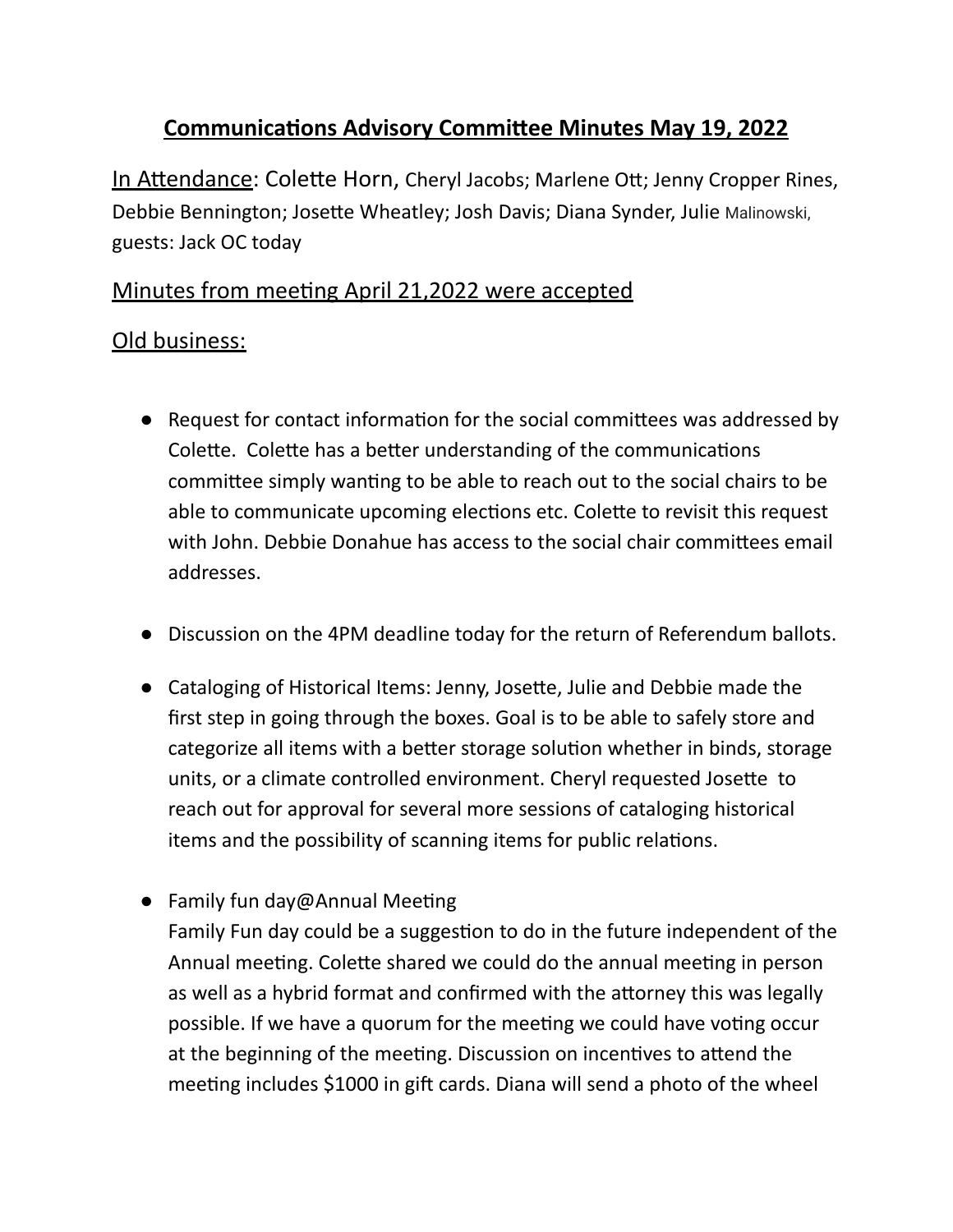# Communications Advisory Committee Minutes May 19, 2022

In Attendance: Colette Horn, Cheryl Jacobs; Marlene Ott; Jenny Cropper Rines, Debbie Bennington; Josette Wheatley; Josh Davis; Diana Synder, Julie Malinowski, guests: Jack OC today

## Minutes from meeting April 21,2022 were accepted

## Old business:

- Request for contact information for the social committees was addressed by Colette. Colette has a better understanding of the communications committee simply wanting to be able to reach out to the social chairs to be able to communicate upcoming elections etc. Colette to revisit this request with John. Debbie Donahue has access to the social chair committees email addresses.

- Discussion on the 4PM deadline today for the return of Referendum ballots.

- Cataloging of Historical Items: Jenny, Josette, Julie and Debbie made the first step in going through the boxes. Goal is to be able to safely store and categorize all items with a better storage solution whether in binds, storage units, or a climate controlled environment. Cheryl requested Josette to reach out for approval for several more sessions of cataloging historical items and the possibility of scanning items for public relations.

- Family fun day@Annual Meeting
  Family Fun day could be a suggestion to do in the future independent of the Annual meeting. Colette shared we could do the annual meeting in person as well as a hybrid format and confirmed with the attorney this was legally possible. If we have a quorum for the meeting we could have voting occur at the beginning of the meeting. Discussion on incentives to attend the meeting includes $1000 in gift cards. Diana will send a photo of the wheel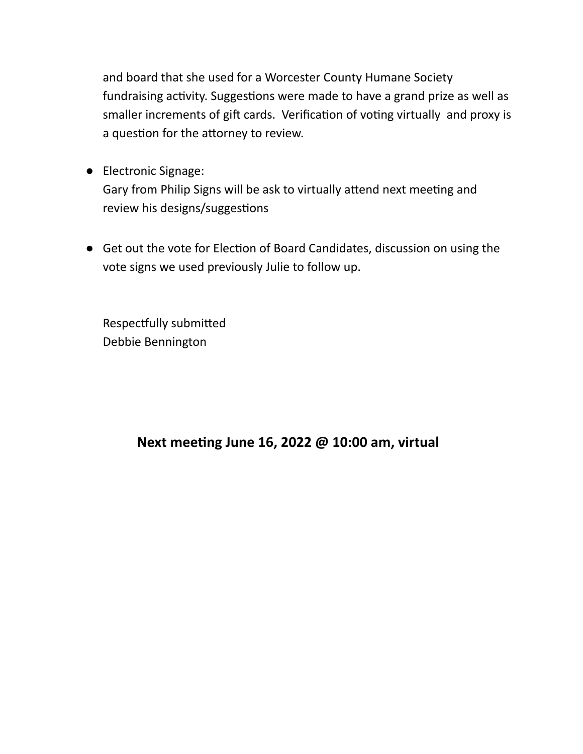and board that she used for a Worcester County Humane Society fundraising activity. Suggestions were made to have a grand prize as well as smaller increments of gift cards. Verification of voting virtually and proxy is a question for the attorney to review.

- Electronic Signage:
  Gary from Philip Signs will be ask to virtually attend next meeting and review his designs/suggestions

- Get out the vote for Election of Board Candidates, discussion on using the vote signs we used previously Julie to follow up.

Respectfully submitted
Debbie Bennington

**Next meeting June 16, 2022 @ 10:00 am, virtual**